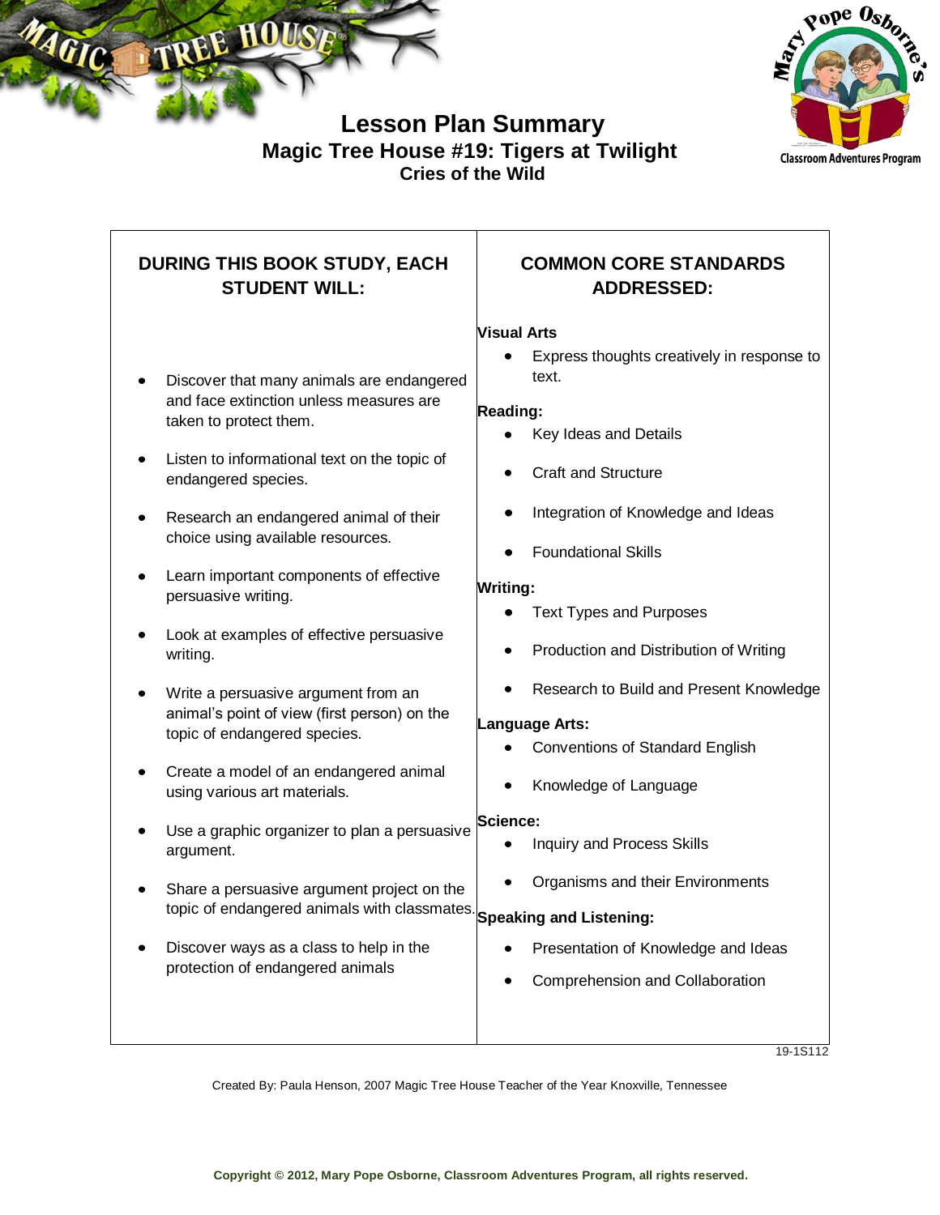# Lesson Plan Summary

## Magic Tree House #19: Tigers at Twilight

### Cries of the Wild

| DURING THIS BOOK STUDY, EACH STUDENT WILL: | COMMON CORE STANDARDS ADDRESSED: |
|---|---|
| • Discover that many animals are endangered and face extinction unless measures are taken to protect them.<br>• Listen to informational text on the topic of endangered species.<br>• Research an endangered animal of their choice using available resources.<br>• Learn important components of effective persuasive writing.<br>• Look at examples of effective persuasive writing.<br>• Write a persuasive argument from an animal's point of view (first person) on the topic of endangered species.<br>• Create a model of an endangered animal using various art materials.<br>• Use a graphic organizer to plan a persuasive argument.<br>• Share a persuasive argument project on the topic of endangered animals with classmates.<br>• Discover ways as a class to help in the protection of endangered animals | **Visual Arts**<br>• Express thoughts creatively in response to text.<br>**Reading:**<br>• Key Ideas and Details<br>• Craft and Structure<br>• Integration of Knowledge and Ideas<br>• Foundational Skills<br>**Writing:**<br>• Text Types and Purposes<br>• Production and Distribution of Writing<br>• Research to Build and Present Knowledge<br>**Language Arts:**<br>• Conventions of Standard English<br>• Knowledge of Language<br>**Science:**<br>• Inquiry and Process Skills<br>• Organisms and their Environments<br>**Speaking and Listening:**<br>• Presentation of Knowledge and Ideas<br>• Comprehension and Collaboration |

19-1S112

Created By: Paula Henson, 2007 Magic Tree House Teacher of the Year Knoxville, Tennessee

**Copyright © 2012, Mary Pope Osborne, Classroom Adventures Program, all rights reserved.**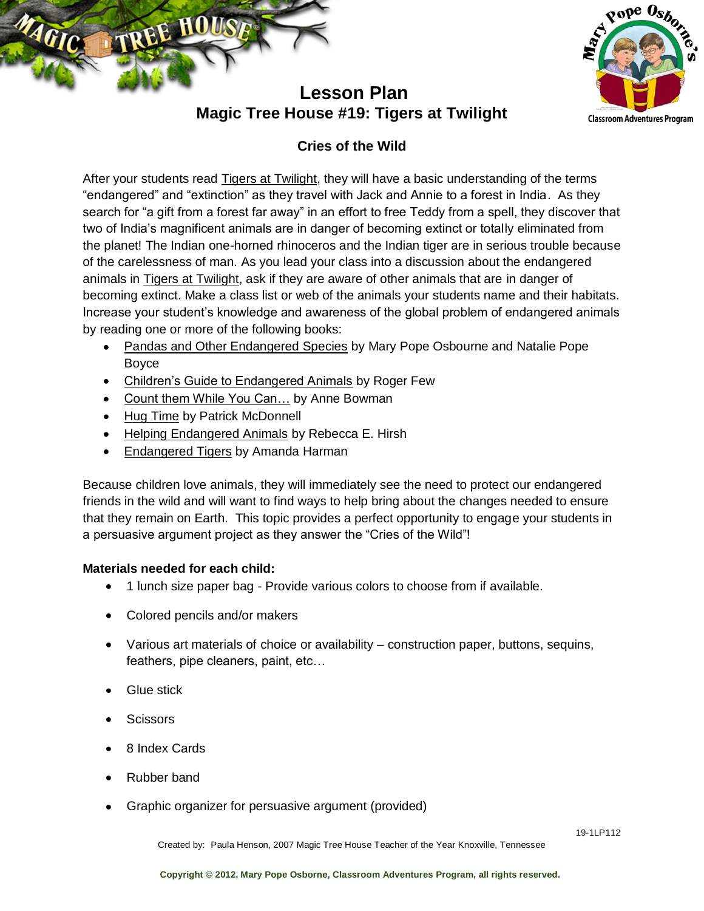# Lesson Plan

## Magic Tree House #19: Tigers at Twilight

### Cries of the Wild

After your students read Tigers at Twilight, they will have a basic understanding of the terms "endangered" and "extinction" as they travel with Jack and Annie to a forest in India. As they search for "a gift from a forest far away" in an effort to free Teddy from a spell, they discover that two of India's magnificent animals are in danger of becoming extinct or totally eliminated from the planet! The Indian one-horned rhinoceros and the Indian tiger are in serious trouble because of the carelessness of man. As you lead your class into a discussion about the endangered animals in Tigers at Twilight, ask if they are aware of other animals that are in danger of becoming extinct. Make a class list or web of the animals your students name and their habitats. Increase your student's knowledge and awareness of the global problem of endangered animals by reading one or more of the following books:

- Pandas and Other Endangered Species by Mary Pope Osbourne and Natalie Pope Boyce
- Children's Guide to Endangered Animals by Roger Few
- Count them While You Can… by Anne Bowman
- Hug Time by Patrick McDonnell
- Helping Endangered Animals by Rebecca E. Hirsh
- Endangered Tigers by Amanda Harman

Because children love animals, they will immediately see the need to protect our endangered friends in the wild and will want to find ways to help bring about the changes needed to ensure that they remain on Earth. This topic provides a perfect opportunity to engage your students in a persuasive argument project as they answer the "Cries of the Wild"!

**Materials needed for each child:**

- 1 lunch size paper bag - Provide various colors to choose from if available.
- Colored pencils and/or makers
- Various art materials of choice or availability – construction paper, buttons, sequins, feathers, pipe cleaners, paint, etc…
- Glue stick
- Scissors
- 8 Index Cards
- Rubber band
- Graphic organizer for persuasive argument (provided)

19-1LP112

Created by: Paula Henson, 2007 Magic Tree House Teacher of the Year Knoxville, Tennessee

**Copyright © 2012, Mary Pope Osborne, Classroom Adventures Program, all rights reserved.**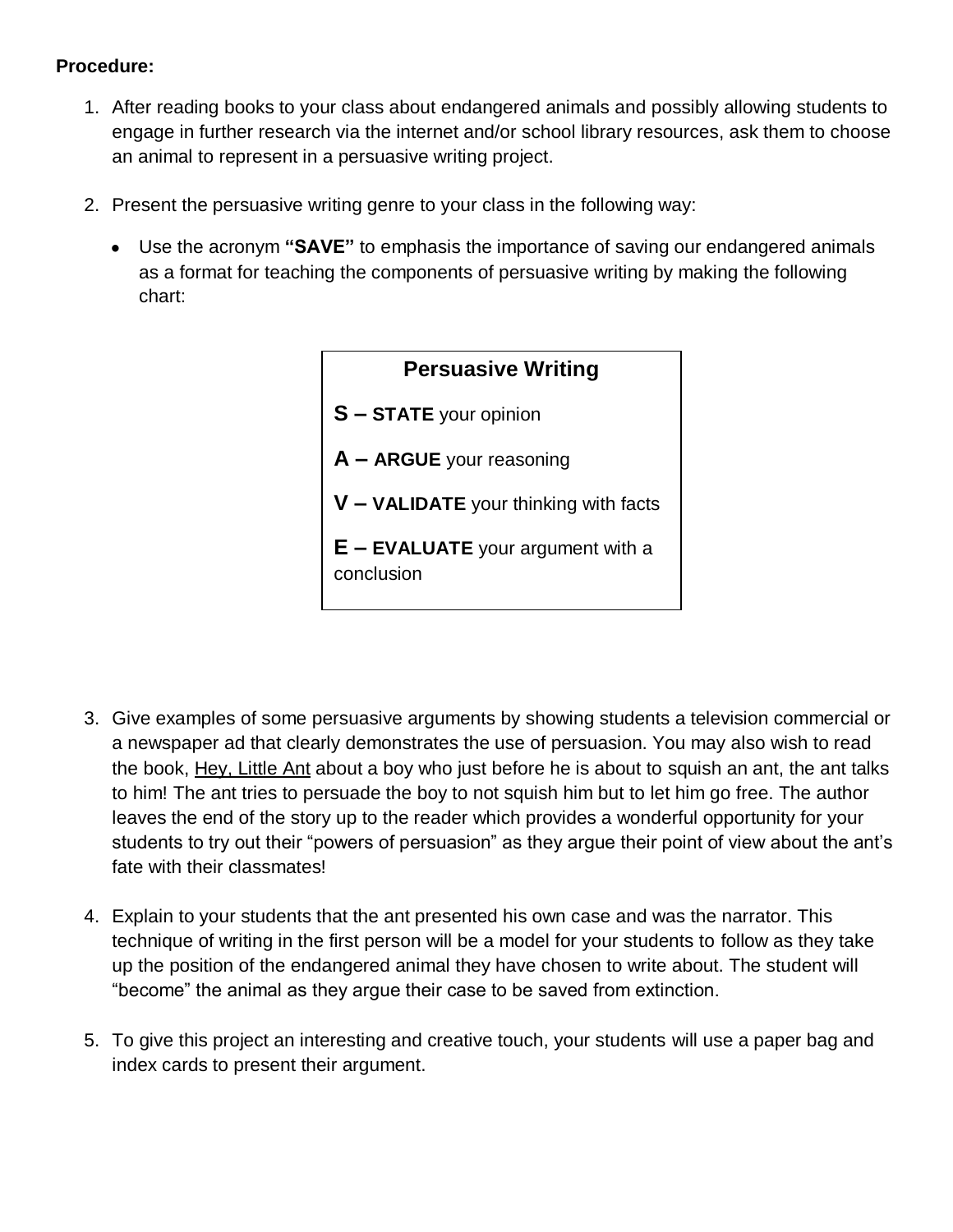**Procedure:**

1. After reading books to your class about endangered animals and possibly allowing students to engage in further research via the internet and/or school library resources, ask them to choose an animal to represent in a persuasive writing project.

2. Present the persuasive writing genre to your class in the following way:

   - Use the acronym **"SAVE"** to emphasis the importance of saving our endangered animals as a format for teaching the components of persuasive writing by making the following chart:

> **Persuasive Writing**
>
> **S – STATE** your opinion
>
> **A – ARGUE** your reasoning
>
> **V – VALIDATE** your thinking with facts
>
> **E – EVALUATE** your argument with a conclusion

3. Give examples of some persuasive arguments by showing students a television commercial or a newspaper ad that clearly demonstrates the use of persuasion. You may also wish to read the book, <u>Hey, Little Ant</u> about a boy who just before he is about to squish an ant, the ant talks to him! The ant tries to persuade the boy to not squish him but to let him go free. The author leaves the end of the story up to the reader which provides a wonderful opportunity for your students to try out their "powers of persuasion" as they argue their point of view about the ant's fate with their classmates!

4. Explain to your students that the ant presented his own case and was the narrator. This technique of writing in the first person will be a model for your students to follow as they take up the position of the endangered animal they have chosen to write about. The student will "become" the animal as they argue their case to be saved from extinction.

5. To give this project an interesting and creative touch, your students will use a paper bag and index cards to present their argument.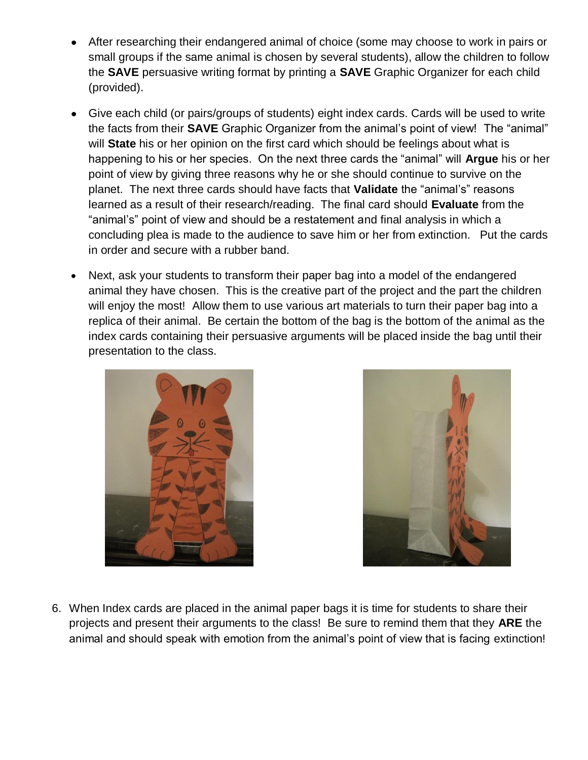- After researching their endangered animal of choice (some may choose to work in pairs or small groups if the same animal is chosen by several students), allow the children to follow the **SAVE** persuasive writing format by printing a **SAVE** Graphic Organizer for each child (provided).
- Give each child (or pairs/groups of students) eight index cards. Cards will be used to write the facts from their **SAVE** Graphic Organizer from the animal's point of view! The "animal" will **State** his or her opinion on the first card which should be feelings about what is happening to his or her species. On the next three cards the "animal" will **Argue** his or her point of view by giving three reasons why he or she should continue to survive on the planet. The next three cards should have facts that **Validate** the "animal's" reasons learned as a result of their research/reading. The final card should **Evaluate** from the "animal's" point of view and should be a restatement and final analysis in which a concluding plea is made to the audience to save him or her from extinction. Put the cards in order and secure with a rubber band.
- Next, ask your students to transform their paper bag into a model of the endangered animal they have chosen. This is the creative part of the project and the part the children will enjoy the most! Allow them to use various art materials to turn their paper bag into a replica of their animal. Be certain the bottom of the bag is the bottom of the animal as the index cards containing their persuasive arguments will be placed inside the bag until their presentation to the class.

6. When Index cards are placed in the animal paper bags it is time for students to share their projects and present their arguments to the class! Be sure to remind them that they **ARE** the animal and should speak with emotion from the animal's point of view that is facing extinction!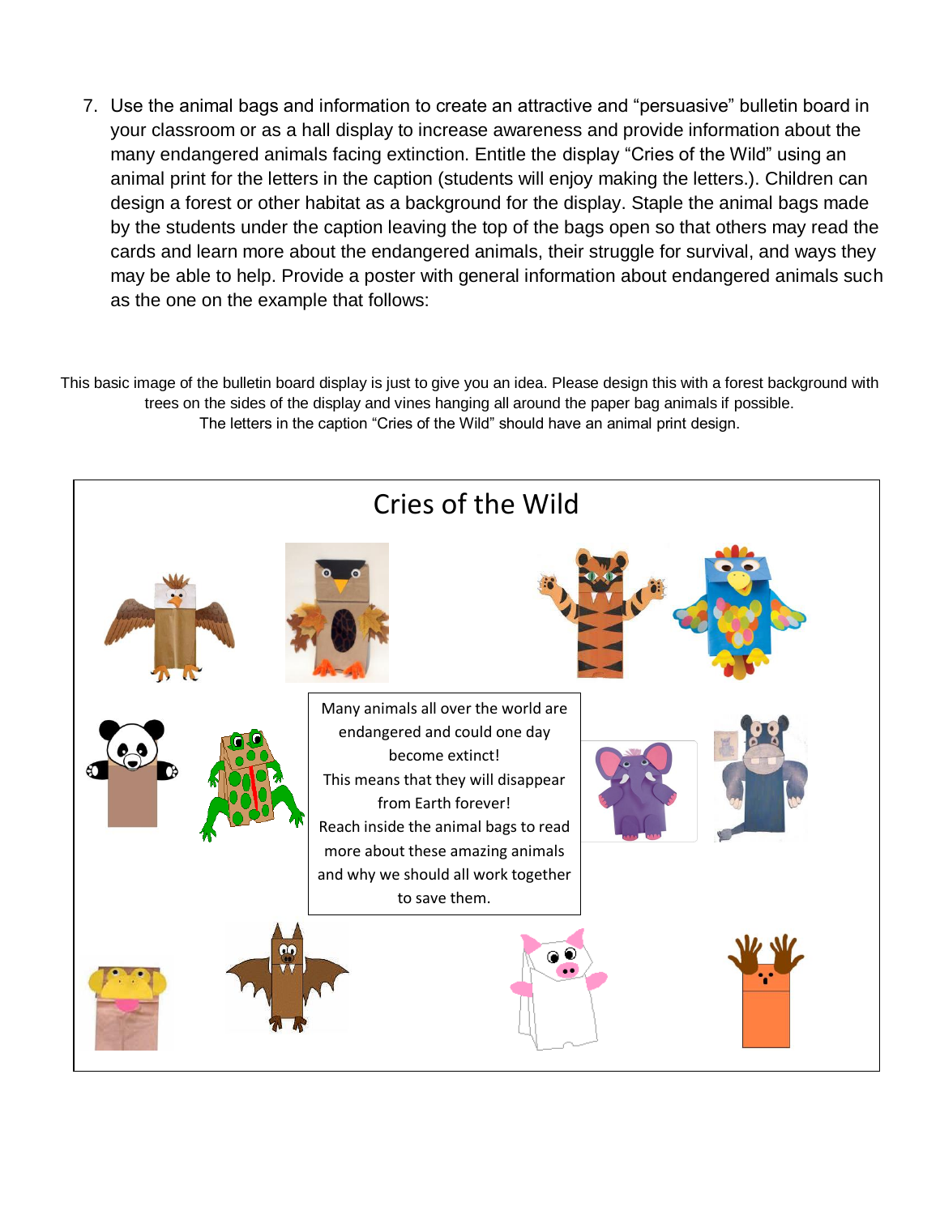7. Use the animal bags and information to create an attractive and "persuasive" bulletin board in your classroom or as a hall display to increase awareness and provide information about the many endangered animals facing extinction. Entitle the display "Cries of the Wild" using an animal print for the letters in the caption (students will enjoy making the letters.). Children can design a forest or other habitat as a background for the display. Staple the animal bags made by the students under the caption leaving the top of the bags open so that others may read the cards and learn more about the endangered animals, their struggle for survival, and ways they may be able to help. Provide a poster with general information about endangered animals such as the one on the example that follows:

This basic image of the bulletin board display is just to give you an idea. Please design this with a forest background with trees on the sides of the display and vines hanging all around the paper bag animals if possible. The letters in the caption "Cries of the Wild" should have an animal print design.

Cries of the Wild

Many animals all over the world are endangered and could one day become extinct!
This means that they will disappear from Earth forever!
Reach inside the animal bags to read more about these amazing animals and why we should all work together to save them.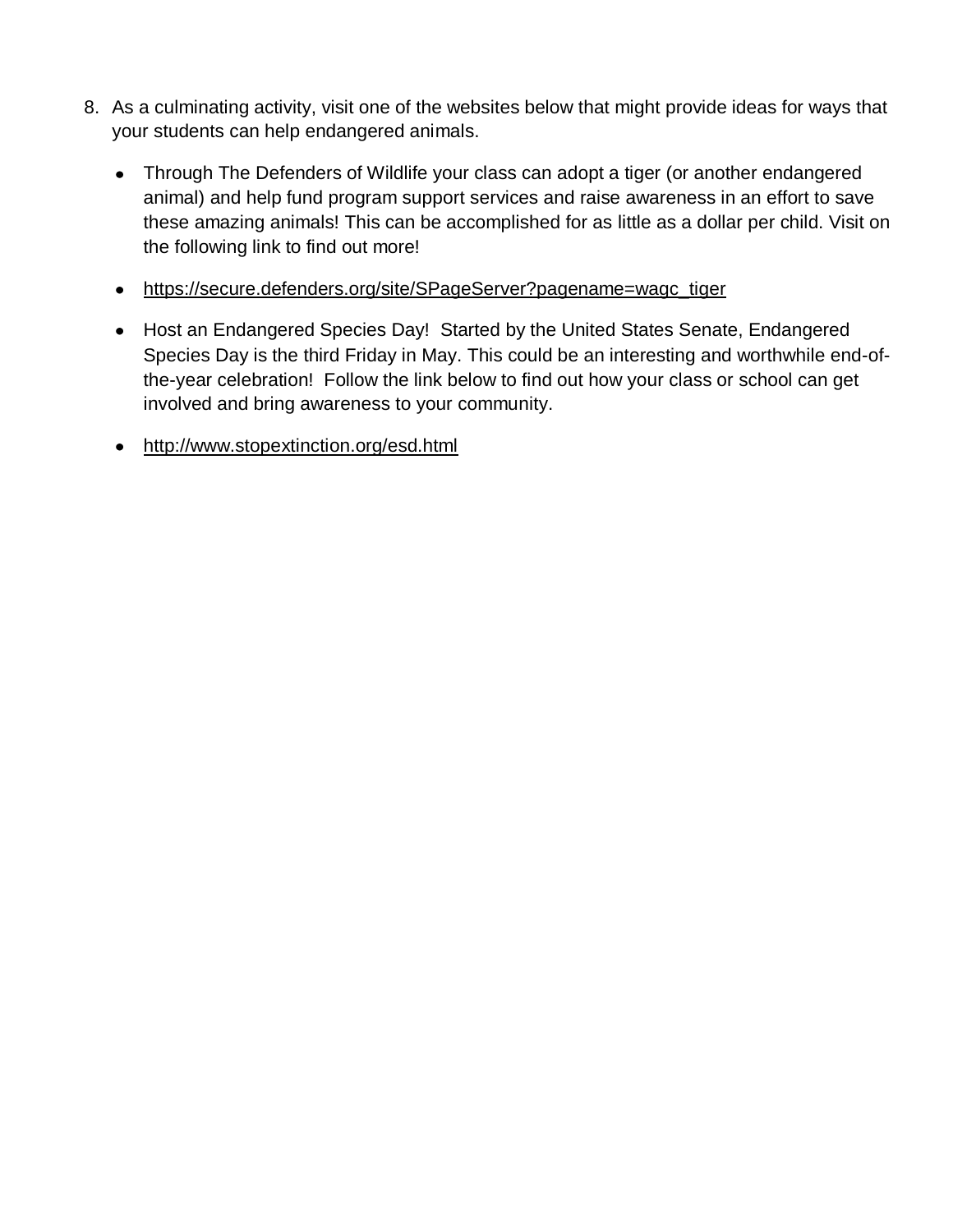8. As a culminating activity, visit one of the websites below that might provide ideas for ways that your students can help endangered animals.

    - Through The Defenders of Wildlife your class can adopt a tiger (or another endangered animal) and help fund program support services and raise awareness in an effort to save these amazing animals! This can be accomplished for as little as a dollar per child. Visit on the following link to find out more!
    - https://secure.defenders.org/site/SPageServer?pagename=wagc_tiger
    - Host an Endangered Species Day! Started by the United States Senate, Endangered Species Day is the third Friday in May. This could be an interesting and worthwhile end-of-the-year celebration! Follow the link below to find out how your class or school can get involved and bring awareness to your community.
    - http://www.stopextinction.org/esd.html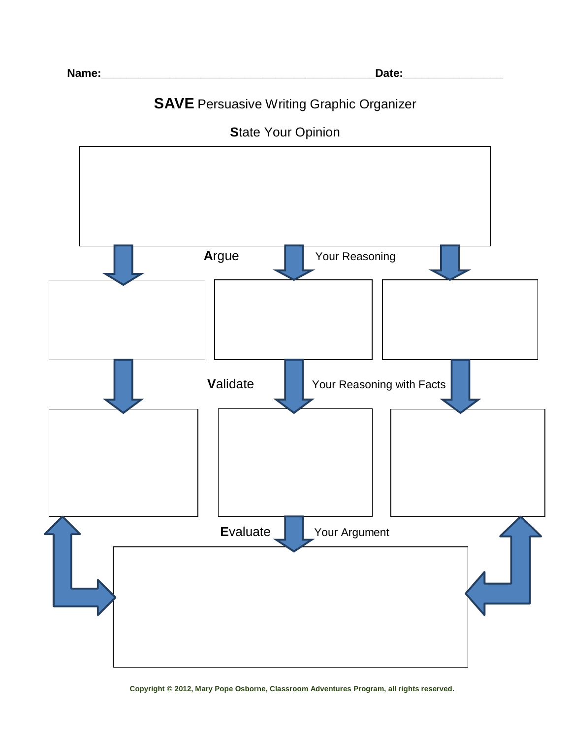**Name:**\_\_\_\_\_\_\_\_\_\_\_\_\_\_\_\_\_\_\_\_\_\_\_\_\_\_\_\_\_\_\_\_\_\_\_\_\_\_\_\_\_\_\_\_\_\_\_\_**Date:**\_\_\_\_\_\_\_\_\_\_\_\_\_\_\_\_\_\_

# **SAVE** Persuasive Writing Graphic Organizer

**S**tate Your Opinion

**A**rgue Your Reasoning

**V**alidate Your Reasoning with Facts

**E**valuate Your Argument

**Copyright © 2012, Mary Pope Osborne, Classroom Adventures Program, all rights reserved.**